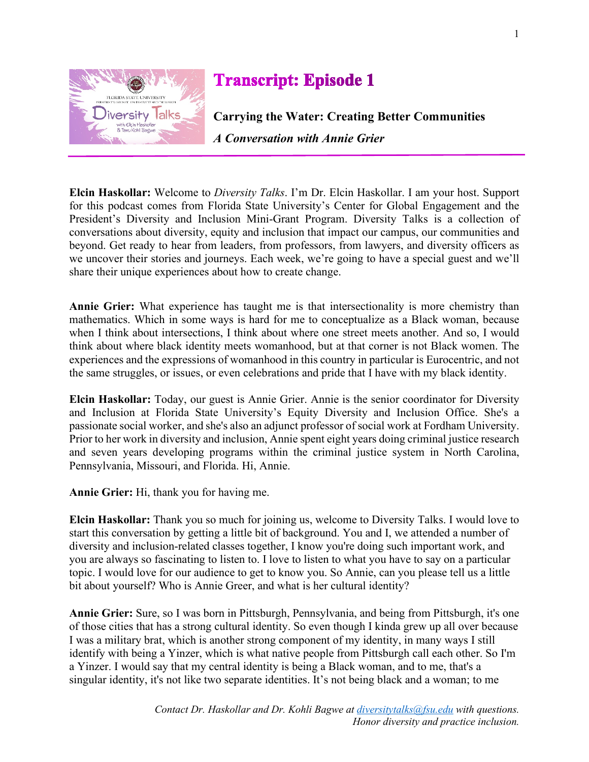# Transcript: Episode 1

**Carrying the Water: Creating Better Communities**

***A Conversation with Annie Grier***

---

**Elcin Haskollar:** Welcome to *Diversity Talks*. I'm Dr. Elcin Haskollar. I am your host. Support for this podcast comes from Florida State University's Center for Global Engagement and the President's Diversity and Inclusion Mini-Grant Program. Diversity Talks is a collection of conversations about diversity, equity and inclusion that impact our campus, our communities and beyond. Get ready to hear from leaders, from professors, from lawyers, and diversity officers as we uncover their stories and journeys. Each week, we're going to have a special guest and we'll share their unique experiences about how to create change.

**Annie Grier:** What experience has taught me is that intersectionality is more chemistry than mathematics. Which in some ways is hard for me to conceptualize as a Black woman, because when I think about intersections, I think about where one street meets another. And so, I would think about where black identity meets womanhood, but at that corner is not Black women. The experiences and the expressions of womanhood in this country in particular is Eurocentric, and not the same struggles, or issues, or even celebrations and pride that I have with my black identity.

**Elcin Haskollar:** Today, our guest is Annie Grier. Annie is the senior coordinator for Diversity and Inclusion at Florida State University's Equity Diversity and Inclusion Office. She's a passionate social worker, and she's also an adjunct professor of social work at Fordham University. Prior to her work in diversity and inclusion, Annie spent eight years doing criminal justice research and seven years developing programs within the criminal justice system in North Carolina, Pennsylvania, Missouri, and Florida. Hi, Annie.

**Annie Grier:** Hi, thank you for having me.

**Elcin Haskollar:** Thank you so much for joining us, welcome to Diversity Talks. I would love to start this conversation by getting a little bit of background. You and I, we attended a number of diversity and inclusion-related classes together, I know you're doing such important work, and you are always so fascinating to listen to. I love to listen to what you have to say on a particular topic. I would love for our audience to get to know you. So Annie, can you please tell us a little bit about yourself? Who is Annie Greer, and what is her cultural identity?

**Annie Grier:** Sure, so I was born in Pittsburgh, Pennsylvania, and being from Pittsburgh, it's one of those cities that has a strong cultural identity. So even though I kinda grew up all over because I was a military brat, which is another strong component of my identity, in many ways I still identify with being a Yinzer, which is what native people from Pittsburgh call each other. So I'm a Yinzer. I would say that my central identity is being a Black woman, and to me, that's a singular identity, it's not like two separate identities. It's not being black and a woman; to me

*Contact Dr. Haskollar and Dr. Kohli Bagwe at diversitytalks@fsu.edu with questions.*
*Honor diversity and practice inclusion.*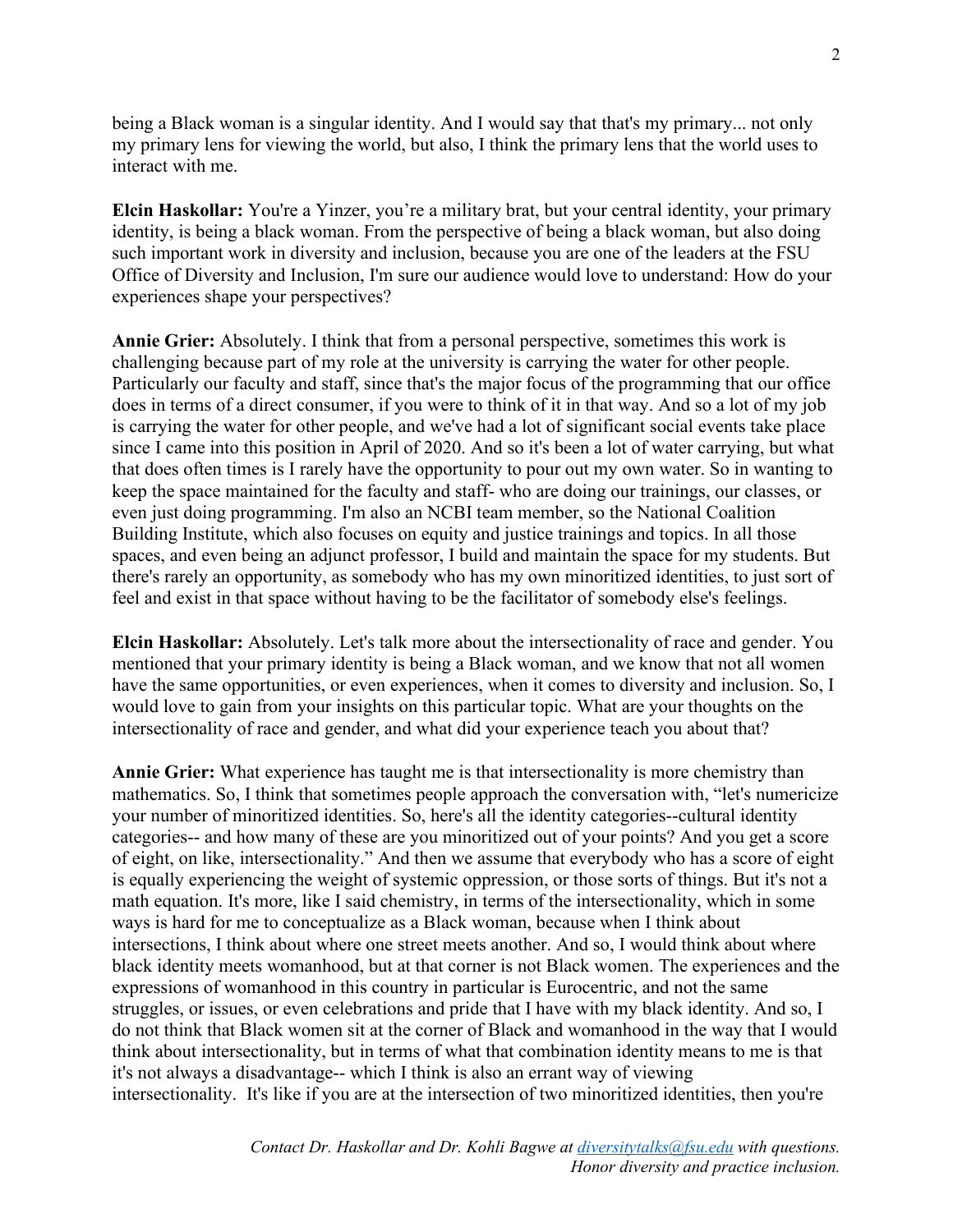being a Black woman is a singular identity. And I would say that that's my primary... not only my primary lens for viewing the world, but also, I think the primary lens that the world uses to interact with me.

**Elcin Haskollar:** You're a Yinzer, you're a military brat, but your central identity, your primary identity, is being a black woman. From the perspective of being a black woman, but also doing such important work in diversity and inclusion, because you are one of the leaders at the FSU Office of Diversity and Inclusion, I'm sure our audience would love to understand: How do your experiences shape your perspectives?

**Annie Grier:** Absolutely. I think that from a personal perspective, sometimes this work is challenging because part of my role at the university is carrying the water for other people. Particularly our faculty and staff, since that's the major focus of the programming that our office does in terms of a direct consumer, if you were to think of it in that way. And so a lot of my job is carrying the water for other people, and we've had a lot of significant social events take place since I came into this position in April of 2020. And so it's been a lot of water carrying, but what that does often times is I rarely have the opportunity to pour out my own water. So in wanting to keep the space maintained for the faculty and staff- who are doing our trainings, our classes, or even just doing programming. I'm also an NCBI team member, so the National Coalition Building Institute, which also focuses on equity and justice trainings and topics. In all those spaces, and even being an adjunct professor, I build and maintain the space for my students. But there's rarely an opportunity, as somebody who has my own minoritized identities, to just sort of feel and exist in that space without having to be the facilitator of somebody else's feelings.

**Elcin Haskollar:** Absolutely. Let's talk more about the intersectionality of race and gender. You mentioned that your primary identity is being a Black woman, and we know that not all women have the same opportunities, or even experiences, when it comes to diversity and inclusion. So, I would love to gain from your insights on this particular topic. What are your thoughts on the intersectionality of race and gender, and what did your experience teach you about that?

**Annie Grier:** What experience has taught me is that intersectionality is more chemistry than mathematics. So, I think that sometimes people approach the conversation with, "let's numericize your number of minoritized identities. So, here's all the identity categories--cultural identity categories-- and how many of these are you minoritized out of your points? And you get a score of eight, on like, intersectionality." And then we assume that everybody who has a score of eight is equally experiencing the weight of systemic oppression, or those sorts of things. But it's not a math equation. It's more, like I said chemistry, in terms of the intersectionality, which in some ways is hard for me to conceptualize as a Black woman, because when I think about intersections, I think about where one street meets another. And so, I would think about where black identity meets womanhood, but at that corner is not Black women. The experiences and the expressions of womanhood in this country in particular is Eurocentric, and not the same struggles, or issues, or even celebrations and pride that I have with my black identity. And so, I do not think that Black women sit at the corner of Black and womanhood in the way that I would think about intersectionality, but in terms of what that combination identity means to me is that it's not always a disadvantage-- which I think is also an errant way of viewing intersectionality. It's like if you are at the intersection of two minoritized identities, then you're

*Contact Dr. Haskollar and Dr. Kohli Bagwe at [diversitytalks@fsu.edu](mailto:diversitytalks@fsu.edu) with questions. Honor diversity and practice inclusion.*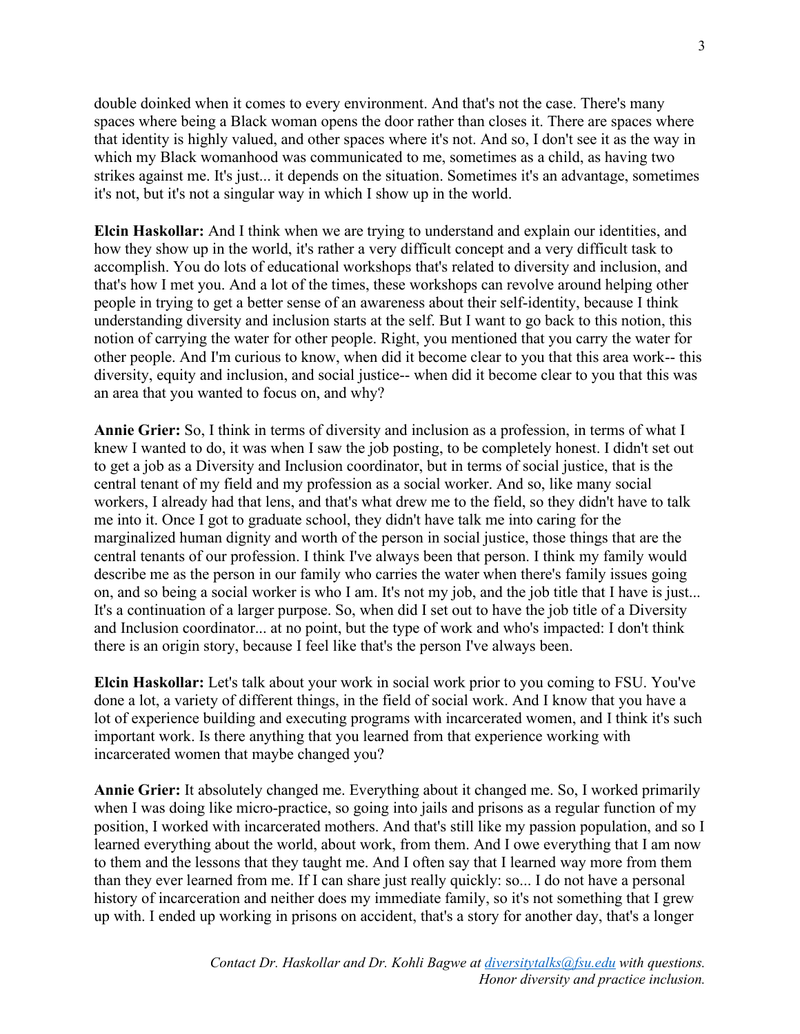double doinked when it comes to every environment. And that's not the case. There's many spaces where being a Black woman opens the door rather than closes it. There are spaces where that identity is highly valued, and other spaces where it's not. And so, I don't see it as the way in which my Black womanhood was communicated to me, sometimes as a child, as having two strikes against me. It's just... it depends on the situation. Sometimes it's an advantage, sometimes it's not, but it's not a singular way in which I show up in the world.

**Elcin Haskollar:** And I think when we are trying to understand and explain our identities, and how they show up in the world, it's rather a very difficult concept and a very difficult task to accomplish. You do lots of educational workshops that's related to diversity and inclusion, and that's how I met you. And a lot of the times, these workshops can revolve around helping other people in trying to get a better sense of an awareness about their self-identity, because I think understanding diversity and inclusion starts at the self. But I want to go back to this notion, this notion of carrying the water for other people. Right, you mentioned that you carry the water for other people. And I'm curious to know, when did it become clear to you that this area work-- this diversity, equity and inclusion, and social justice-- when did it become clear to you that this was an area that you wanted to focus on, and why?

**Annie Grier:** So, I think in terms of diversity and inclusion as a profession, in terms of what I knew I wanted to do, it was when I saw the job posting, to be completely honest. I didn't set out to get a job as a Diversity and Inclusion coordinator, but in terms of social justice, that is the central tenant of my field and my profession as a social worker. And so, like many social workers, I already had that lens, and that's what drew me to the field, so they didn't have to talk me into it. Once I got to graduate school, they didn't have talk me into caring for the marginalized human dignity and worth of the person in social justice, those things that are the central tenants of our profession. I think I've always been that person. I think my family would describe me as the person in our family who carries the water when there's family issues going on, and so being a social worker is who I am. It's not my job, and the job title that I have is just... It's a continuation of a larger purpose. So, when did I set out to have the job title of a Diversity and Inclusion coordinator... at no point, but the type of work and who's impacted: I don't think there is an origin story, because I feel like that's the person I've always been.

**Elcin Haskollar:** Let's talk about your work in social work prior to you coming to FSU. You've done a lot, a variety of different things, in the field of social work. And I know that you have a lot of experience building and executing programs with incarcerated women, and I think it's such important work. Is there anything that you learned from that experience working with incarcerated women that maybe changed you?

**Annie Grier:** It absolutely changed me. Everything about it changed me. So, I worked primarily when I was doing like micro-practice, so going into jails and prisons as a regular function of my position, I worked with incarcerated mothers. And that's still like my passion population, and so I learned everything about the world, about work, from them. And I owe everything that I am now to them and the lessons that they taught me. And I often say that I learned way more from them than they ever learned from me. If I can share just really quickly: so... I do not have a personal history of incarceration and neither does my immediate family, so it's not something that I grew up with. I ended up working in prisons on accident, that's a story for another day, that's a longer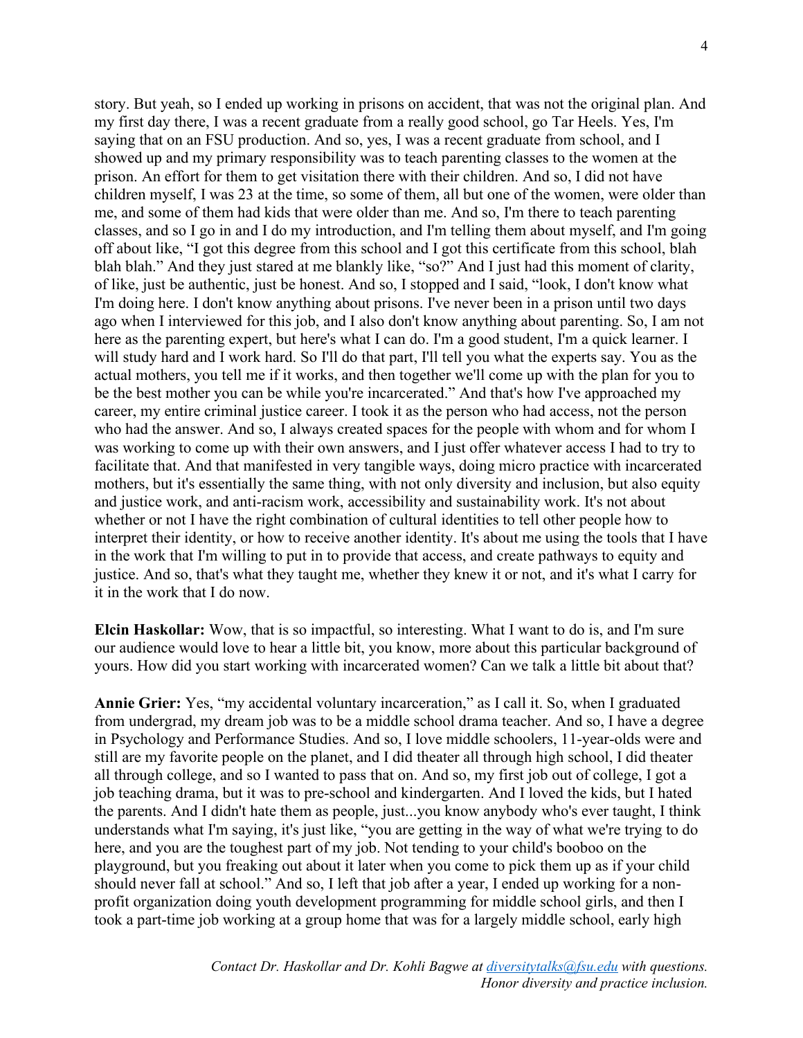story. But yeah, so I ended up working in prisons on accident, that was not the original plan. And my first day there, I was a recent graduate from a really good school, go Tar Heels. Yes, I'm saying that on an FSU production. And so, yes, I was a recent graduate from school, and I showed up and my primary responsibility was to teach parenting classes to the women at the prison. An effort for them to get visitation there with their children. And so, I did not have children myself, I was 23 at the time, so some of them, all but one of the women, were older than me, and some of them had kids that were older than me. And so, I'm there to teach parenting classes, and so I go in and I do my introduction, and I'm telling them about myself, and I'm going off about like, "I got this degree from this school and I got this certificate from this school, blah blah blah." And they just stared at me blankly like, "so?" And I just had this moment of clarity, of like, just be authentic, just be honest. And so, I stopped and I said, "look, I don't know what I'm doing here. I don't know anything about prisons. I've never been in a prison until two days ago when I interviewed for this job, and I also don't know anything about parenting. So, I am not here as the parenting expert, but here's what I can do. I'm a good student, I'm a quick learner. I will study hard and I work hard. So I'll do that part, I'll tell you what the experts say. You as the actual mothers, you tell me if it works, and then together we'll come up with the plan for you to be the best mother you can be while you're incarcerated." And that's how I've approached my career, my entire criminal justice career. I took it as the person who had access, not the person who had the answer. And so, I always created spaces for the people with whom and for whom I was working to come up with their own answers, and I just offer whatever access I had to try to facilitate that. And that manifested in very tangible ways, doing micro practice with incarcerated mothers, but it's essentially the same thing, with not only diversity and inclusion, but also equity and justice work, and anti-racism work, accessibility and sustainability work. It's not about whether or not I have the right combination of cultural identities to tell other people how to interpret their identity, or how to receive another identity. It's about me using the tools that I have in the work that I'm willing to put in to provide that access, and create pathways to equity and justice. And so, that's what they taught me, whether they knew it or not, and it's what I carry for it in the work that I do now.

**Elcin Haskollar:** Wow, that is so impactful, so interesting. What I want to do is, and I'm sure our audience would love to hear a little bit, you know, more about this particular background of yours. How did you start working with incarcerated women? Can we talk a little bit about that?

**Annie Grier:** Yes, "my accidental voluntary incarceration," as I call it. So, when I graduated from undergrad, my dream job was to be a middle school drama teacher. And so, I have a degree in Psychology and Performance Studies. And so, I love middle schoolers, 11-year-olds were and still are my favorite people on the planet, and I did theater all through high school, I did theater all through college, and so I wanted to pass that on. And so, my first job out of college, I got a job teaching drama, but it was to pre-school and kindergarten. And I loved the kids, but I hated the parents. And I didn't hate them as people, just...you know anybody who's ever taught, I think understands what I'm saying, it's just like, "you are getting in the way of what we're trying to do here, and you are the toughest part of my job. Not tending to your child's booboo on the playground, but you freaking out about it later when you come to pick them up as if your child should never fall at school." And so, I left that job after a year, I ended up working for a non-profit organization doing youth development programming for middle school girls, and then I took a part-time job working at a group home that was for a largely middle school, early high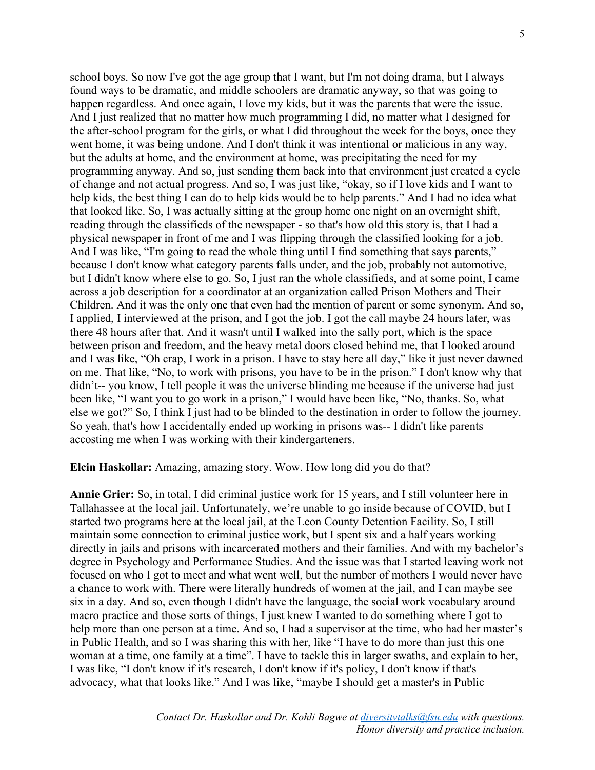school boys. So now I've got the age group that I want, but I'm not doing drama, but I always found ways to be dramatic, and middle schoolers are dramatic anyway, so that was going to happen regardless. And once again, I love my kids, but it was the parents that were the issue. And I just realized that no matter how much programming I did, no matter what I designed for the after-school program for the girls, or what I did throughout the week for the boys, once they went home, it was being undone. And I don't think it was intentional or malicious in any way, but the adults at home, and the environment at home, was precipitating the need for my programming anyway. And so, just sending them back into that environment just created a cycle of change and not actual progress. And so, I was just like, "okay, so if I love kids and I want to help kids, the best thing I can do to help kids would be to help parents." And I had no idea what that looked like. So, I was actually sitting at the group home one night on an overnight shift, reading through the classifieds of the newspaper - so that's how old this story is, that I had a physical newspaper in front of me and I was flipping through the classified looking for a job. And I was like, "I'm going to read the whole thing until I find something that says parents," because I don't know what category parents falls under, and the job, probably not automotive, but I didn't know where else to go. So, I just ran the whole classifieds, and at some point, I came across a job description for a coordinator at an organization called Prison Mothers and Their Children. And it was the only one that even had the mention of parent or some synonym. And so, I applied, I interviewed at the prison, and I got the job. I got the call maybe 24 hours later, was there 48 hours after that. And it wasn't until I walked into the sally port, which is the space between prison and freedom, and the heavy metal doors closed behind me, that I looked around and I was like, "Oh crap, I work in a prison. I have to stay here all day," like it just never dawned on me. That like, "No, to work with prisons, you have to be in the prison." I don't know why that didn't-- you know, I tell people it was the universe blinding me because if the universe had just been like, "I want you to go work in a prison," I would have been like, "No, thanks. So, what else we got?" So, I think I just had to be blinded to the destination in order to follow the journey. So yeah, that's how I accidentally ended up working in prisons was-- I didn't like parents accosting me when I was working with their kindergarteners.

**Elcin Haskollar:** Amazing, amazing story. Wow. How long did you do that?

**Annie Grier:** So, in total, I did criminal justice work for 15 years, and I still volunteer here in Tallahassee at the local jail. Unfortunately, we're unable to go inside because of COVID, but I started two programs here at the local jail, at the Leon County Detention Facility. So, I still maintain some connection to criminal justice work, but I spent six and a half years working directly in jails and prisons with incarcerated mothers and their families. And with my bachelor's degree in Psychology and Performance Studies. And the issue was that I started leaving work not focused on who I got to meet and what went well, but the number of mothers I would never have a chance to work with. There were literally hundreds of women at the jail, and I can maybe see six in a day. And so, even though I didn't have the language, the social work vocabulary around macro practice and those sorts of things, I just knew I wanted to do something where I got to help more than one person at a time. And so, I had a supervisor at the time, who had her master's in Public Health, and so I was sharing this with her, like "I have to do more than just this one woman at a time, one family at a time". I have to tackle this in larger swaths, and explain to her, I was like, "I don't know if it's research, I don't know if it's policy, I don't know if that's advocacy, what that looks like." And I was like, "maybe I should get a master's in Public

*Contact Dr. Haskollar and Dr. Kohli Bagwe at [diversitytalks@fsu.edu](mailto:diversitytalks@fsu.edu) with questions. Honor diversity and practice inclusion.*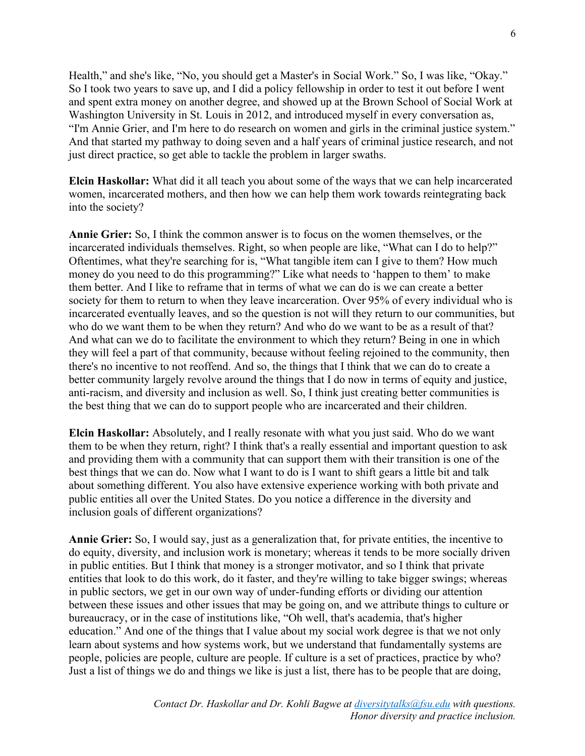Health," and she's like, "No, you should get a Master's in Social Work." So, I was like, "Okay." So I took two years to save up, and I did a policy fellowship in order to test it out before I went and spent extra money on another degree, and showed up at the Brown School of Social Work at Washington University in St. Louis in 2012, and introduced myself in every conversation as, "I'm Annie Grier, and I'm here to do research on women and girls in the criminal justice system." And that started my pathway to doing seven and a half years of criminal justice research, and not just direct practice, so get able to tackle the problem in larger swaths.

**Elcin Haskollar:** What did it all teach you about some of the ways that we can help incarcerated women, incarcerated mothers, and then how we can help them work towards reintegrating back into the society?

**Annie Grier:** So, I think the common answer is to focus on the women themselves, or the incarcerated individuals themselves. Right, so when people are like, "What can I do to help?" Oftentimes, what they're searching for is, "What tangible item can I give to them? How much money do you need to do this programming?" Like what needs to 'happen to them' to make them better. And I like to reframe that in terms of what we can do is we can create a better society for them to return to when they leave incarceration. Over 95% of every individual who is incarcerated eventually leaves, and so the question is not will they return to our communities, but who do we want them to be when they return? And who do we want to be as a result of that? And what can we do to facilitate the environment to which they return? Being in one in which they will feel a part of that community, because without feeling rejoined to the community, then there's no incentive to not reoffend. And so, the things that I think that we can do to create a better community largely revolve around the things that I do now in terms of equity and justice, anti-racism, and diversity and inclusion as well. So, I think just creating better communities is the best thing that we can do to support people who are incarcerated and their children.

**Elcin Haskollar:** Absolutely, and I really resonate with what you just said. Who do we want them to be when they return, right? I think that's a really essential and important question to ask and providing them with a community that can support them with their transition is one of the best things that we can do. Now what I want to do is I want to shift gears a little bit and talk about something different. You also have extensive experience working with both private and public entities all over the United States. Do you notice a difference in the diversity and inclusion goals of different organizations?

**Annie Grier:** So, I would say, just as a generalization that, for private entities, the incentive to do equity, diversity, and inclusion work is monetary; whereas it tends to be more socially driven in public entities. But I think that money is a stronger motivator, and so I think that private entities that look to do this work, do it faster, and they're willing to take bigger swings; whereas in public sectors, we get in our own way of under-funding efforts or dividing our attention between these issues and other issues that may be going on, and we attribute things to culture or bureaucracy, or in the case of institutions like, "Oh well, that's academia, that's higher education." And one of the things that I value about my social work degree is that we not only learn about systems and how systems work, but we understand that fundamentally systems are people, policies are people, culture are people. If culture is a set of practices, practice by who? Just a list of things we do and things we like is just a list, there has to be people that are doing,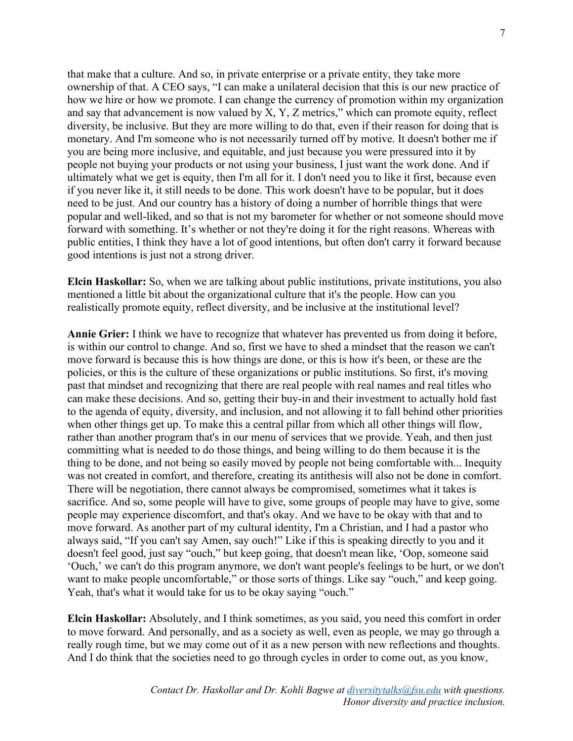that make that a culture. And so, in private enterprise or a private entity, they take more ownership of that. A CEO says, "I can make a unilateral decision that this is our new practice of how we hire or how we promote. I can change the currency of promotion within my organization and say that advancement is now valued by X, Y, Z metrics," which can promote equity, reflect diversity, be inclusive. But they are more willing to do that, even if their reason for doing that is monetary. And I'm someone who is not necessarily turned off by motive. It doesn't bother me if you are being more inclusive, and equitable, and just because you were pressured into it by people not buying your products or not using your business, I just want the work done. And if ultimately what we get is equity, then I'm all for it. I don't need you to like it first, because even if you never like it, it still needs to be done. This work doesn't have to be popular, but it does need to be just. And our country has a history of doing a number of horrible things that were popular and well-liked, and so that is not my barometer for whether or not someone should move forward with something. It's whether or not they're doing it for the right reasons. Whereas with public entities, I think they have a lot of good intentions, but often don't carry it forward because good intentions is just not a strong driver.

**Elcin Haskollar:** So, when we are talking about public institutions, private institutions, you also mentioned a little bit about the organizational culture that it's the people. How can you realistically promote equity, reflect diversity, and be inclusive at the institutional level?

**Annie Grier:** I think we have to recognize that whatever has prevented us from doing it before, is within our control to change. And so, first we have to shed a mindset that the reason we can't move forward is because this is how things are done, or this is how it's been, or these are the policies, or this is the culture of these organizations or public institutions. So first, it's moving past that mindset and recognizing that there are real people with real names and real titles who can make these decisions. And so, getting their buy-in and their investment to actually hold fast to the agenda of equity, diversity, and inclusion, and not allowing it to fall behind other priorities when other things get up. To make this a central pillar from which all other things will flow, rather than another program that's in our menu of services that we provide. Yeah, and then just committing what is needed to do those things, and being willing to do them because it is the thing to be done, and not being so easily moved by people not being comfortable with... Inequity was not created in comfort, and therefore, creating its antithesis will also not be done in comfort. There will be negotiation, there cannot always be compromised, sometimes what it takes is sacrifice. And so, some people will have to give, some groups of people may have to give, some people may experience discomfort, and that's okay. And we have to be okay with that and to move forward. As another part of my cultural identity, I'm a Christian, and I had a pastor who always said, "If you can't say Amen, say ouch!" Like if this is speaking directly to you and it doesn't feel good, just say "ouch," but keep going, that doesn't mean like, 'Oop, someone said 'Ouch,' we can't do this program anymore, we don't want people's feelings to be hurt, or we don't want to make people uncomfortable," or those sorts of things. Like say "ouch," and keep going. Yeah, that's what it would take for us to be okay saying "ouch."

**Elcin Haskollar:** Absolutely, and I think sometimes, as you said, you need this comfort in order to move forward. And personally, and as a society as well, even as people, we may go through a really rough time, but we may come out of it as a new person with new reflections and thoughts. And I do think that the societies need to go through cycles in order to come out, as you know,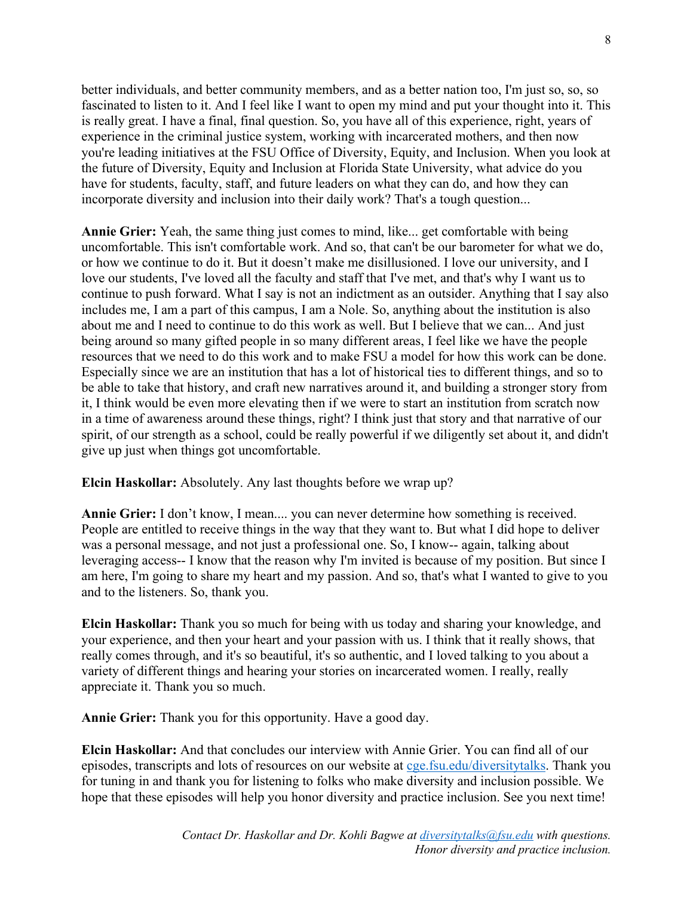better individuals, and better community members, and as a better nation too, I'm just so, so, so fascinated to listen to it. And I feel like I want to open my mind and put your thought into it. This is really great. I have a final, final question. So, you have all of this experience, right, years of experience in the criminal justice system, working with incarcerated mothers, and then now you're leading initiatives at the FSU Office of Diversity, Equity, and Inclusion. When you look at the future of Diversity, Equity and Inclusion at Florida State University, what advice do you have for students, faculty, staff, and future leaders on what they can do, and how they can incorporate diversity and inclusion into their daily work? That's a tough question...

**Annie Grier:** Yeah, the same thing just comes to mind, like... get comfortable with being uncomfortable. This isn't comfortable work. And so, that can't be our barometer for what we do, or how we continue to do it. But it doesn't make me disillusioned. I love our university, and I love our students, I've loved all the faculty and staff that I've met, and that's why I want us to continue to push forward. What I say is not an indictment as an outsider. Anything that I say also includes me, I am a part of this campus, I am a Nole. So, anything about the institution is also about me and I need to continue to do this work as well. But I believe that we can... And just being around so many gifted people in so many different areas, I feel like we have the people resources that we need to do this work and to make FSU a model for how this work can be done. Especially since we are an institution that has a lot of historical ties to different things, and so to be able to take that history, and craft new narratives around it, and building a stronger story from it, I think would be even more elevating then if we were to start an institution from scratch now in a time of awareness around these things, right? I think just that story and that narrative of our spirit, of our strength as a school, could be really powerful if we diligently set about it, and didn't give up just when things got uncomfortable.

**Elcin Haskollar:** Absolutely. Any last thoughts before we wrap up?

**Annie Grier:** I don't know, I mean.... you can never determine how something is received. People are entitled to receive things in the way that they want to. But what I did hope to deliver was a personal message, and not just a professional one. So, I know-- again, talking about leveraging access-- I know that the reason why I'm invited is because of my position. But since I am here, I'm going to share my heart and my passion. And so, that's what I wanted to give to you and to the listeners. So, thank you.

**Elcin Haskollar:** Thank you so much for being with us today and sharing your knowledge, and your experience, and then your heart and your passion with us. I think that it really shows, that really comes through, and it's so beautiful, it's so authentic, and I loved talking to you about a variety of different things and hearing your stories on incarcerated women. I really, really appreciate it. Thank you so much.

**Annie Grier:** Thank you for this opportunity. Have a good day.

**Elcin Haskollar:** And that concludes our interview with Annie Grier. You can find all of our episodes, transcripts and lots of resources on our website at [cge.fsu.edu/diversitytalks](cge.fsu.edu/diversitytalks). Thank you for tuning in and thank you for listening to folks who make diversity and inclusion possible. We hope that these episodes will help you honor diversity and practice inclusion. See you next time!

*Contact Dr. Haskollar and Dr. Kohli Bagwe at [diversitytalks@fsu.edu](mailto:diversitytalks@fsu.edu) with questions. Honor diversity and practice inclusion.*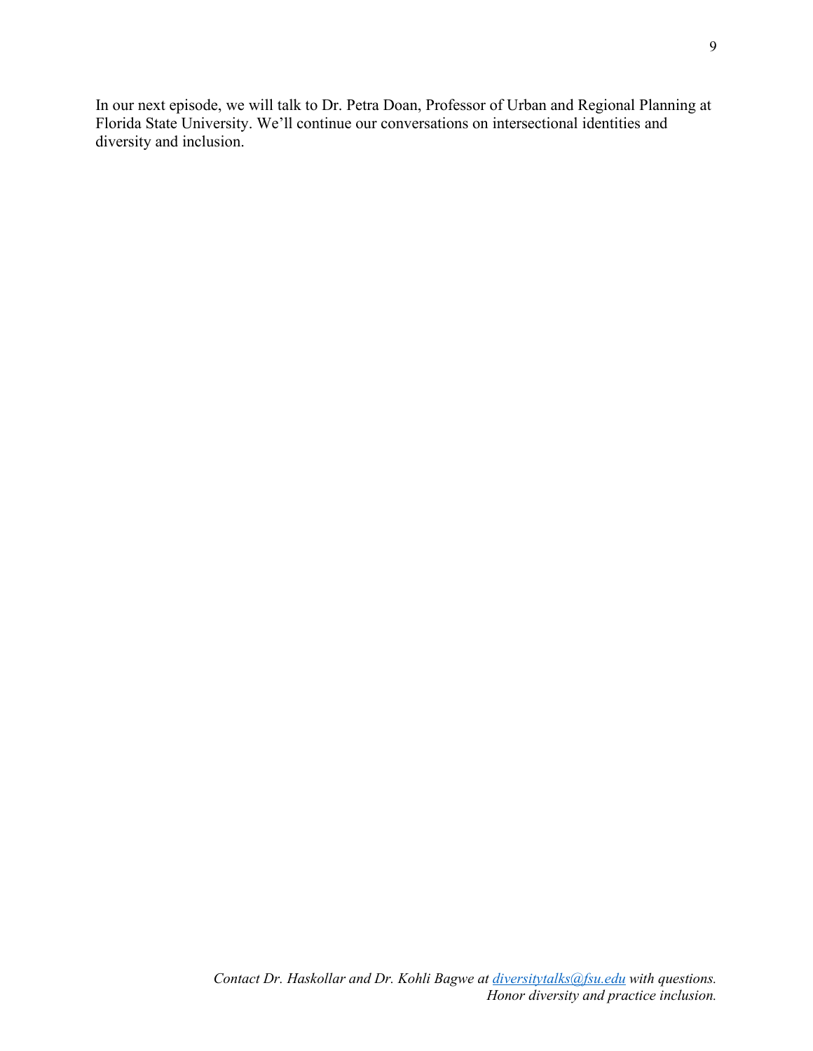In our next episode, we will talk to Dr. Petra Doan, Professor of Urban and Regional Planning at Florida State University. We'll continue our conversations on intersectional identities and diversity and inclusion.

*Contact Dr. Haskollar and Dr. Kohli Bagwe at [diversitytalks@fsu.edu](mailto:diversitytalks@fsu.edu) with questions.*
*Honor diversity and practice inclusion.*